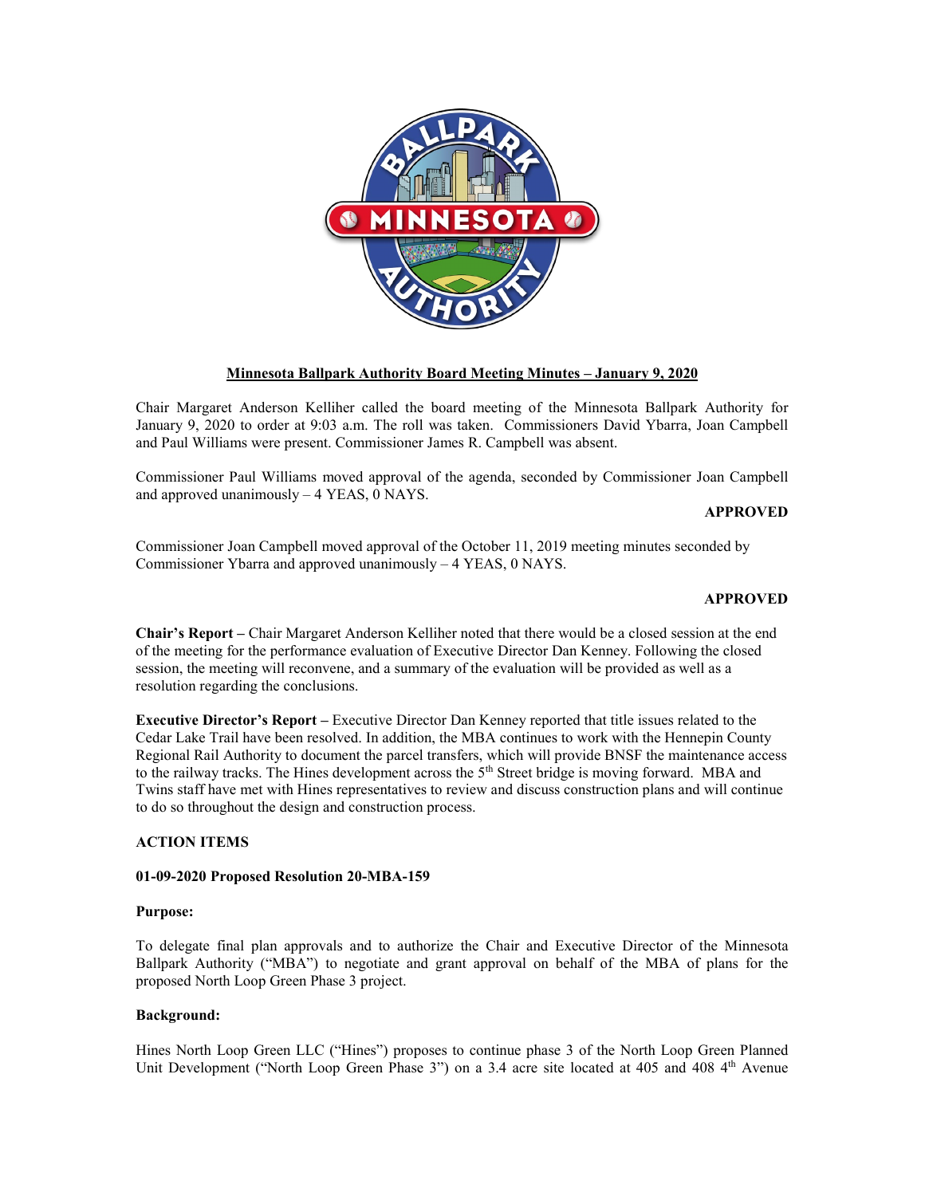**Minnesota Ballpark Authority Board Meeting Minutes – January 9, 2020**

Chair Margaret Anderson Kelliher called the board meeting of the Minnesota Ballpark Authority for January 9, 2020 to order at 9:03 a.m. The roll was taken. Commissioners David Ybarra, Joan Campbell and Paul Williams were present. Commissioner James R. Campbell was absent.

Commissioner Paul Williams moved approval of the agenda, seconded by Commissioner Joan Campbell and approved unanimously – 4 YEAS, 0 NAYS.

**APPROVED**

Commissioner Joan Campbell moved approval of the October 11, 2019 meeting minutes seconded by Commissioner Ybarra and approved unanimously – 4 YEAS, 0 NAYS.

**APPROVED**

**Chair's Report –** Chair Margaret Anderson Kelliher noted that there would be a closed session at the end of the meeting for the performance evaluation of Executive Director Dan Kenney. Following the closed session, the meeting will reconvene, and a summary of the evaluation will be provided as well as a resolution regarding the conclusions.

**Executive Director's Report –** Executive Director Dan Kenney reported that title issues related to the Cedar Lake Trail have been resolved. In addition, the MBA continues to work with the Hennepin County Regional Rail Authority to document the parcel transfers, which will provide BNSF the maintenance access to the railway tracks. The Hines development across the 5th Street bridge is moving forward. MBA and Twins staff have met with Hines representatives to review and discuss construction plans and will continue to do so throughout the design and construction process.

**ACTION ITEMS**

**01-09-2020 Proposed Resolution 20-MBA-159**

**Purpose:**

To delegate final plan approvals and to authorize the Chair and Executive Director of the Minnesota Ballpark Authority ("MBA") to negotiate and grant approval on behalf of the MBA of plans for the proposed North Loop Green Phase 3 project.

**Background:**

Hines North Loop Green LLC ("Hines") proposes to continue phase 3 of the North Loop Green Planned Unit Development ("North Loop Green Phase 3") on a 3.4 acre site located at 405 and 408 4th Avenue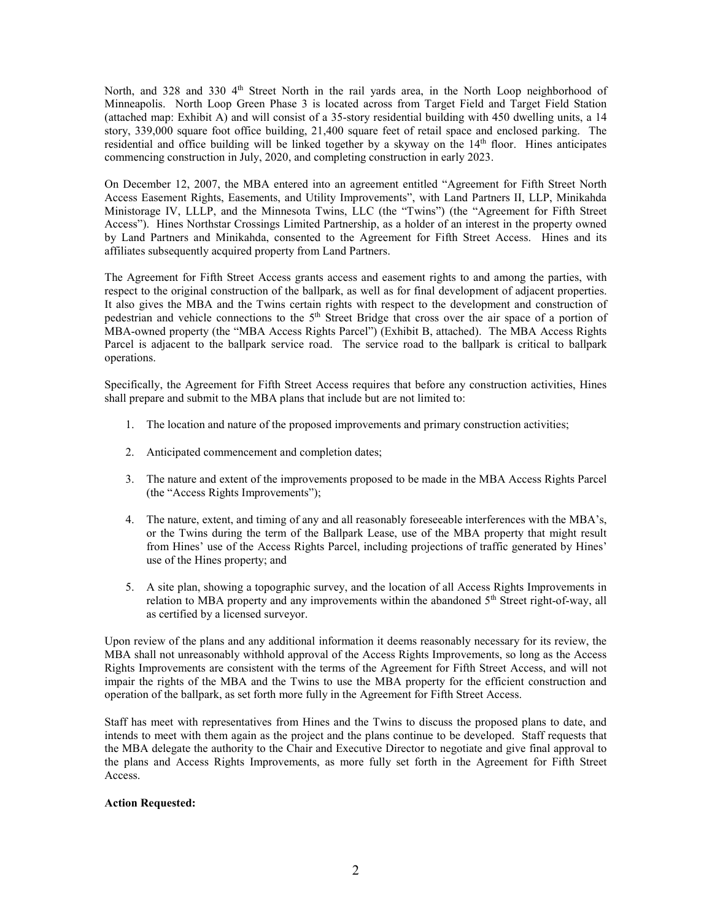North, and 328 and 330 4th Street North in the rail yards area, in the North Loop neighborhood of Minneapolis. North Loop Green Phase 3 is located across from Target Field and Target Field Station (attached map: Exhibit A) and will consist of a 35-story residential building with 450 dwelling units, a 14 story, 339,000 square foot office building, 21,400 square feet of retail space and enclosed parking. The residential and office building will be linked together by a skyway on the 14th floor. Hines anticipates commencing construction in July, 2020, and completing construction in early 2023.

On December 12, 2007, the MBA entered into an agreement entitled "Agreement for Fifth Street North Access Easement Rights, Easements, and Utility Improvements", with Land Partners II, LLP, Minikahda Ministorage IV, LLLP, and the Minnesota Twins, LLC (the "Twins") (the "Agreement for Fifth Street Access"). Hines Northstar Crossings Limited Partnership, as a holder of an interest in the property owned by Land Partners and Minikahda, consented to the Agreement for Fifth Street Access. Hines and its affiliates subsequently acquired property from Land Partners.

The Agreement for Fifth Street Access grants access and easement rights to and among the parties, with respect to the original construction of the ballpark, as well as for final development of adjacent properties. It also gives the MBA and the Twins certain rights with respect to the development and construction of pedestrian and vehicle connections to the 5th Street Bridge that cross over the air space of a portion of MBA-owned property (the "MBA Access Rights Parcel") (Exhibit B, attached). The MBA Access Rights Parcel is adjacent to the ballpark service road. The service road to the ballpark is critical to ballpark operations.

Specifically, the Agreement for Fifth Street Access requires that before any construction activities, Hines shall prepare and submit to the MBA plans that include but are not limited to:

1. The location and nature of the proposed improvements and primary construction activities;
2. Anticipated commencement and completion dates;
3. The nature and extent of the improvements proposed to be made in the MBA Access Rights Parcel (the "Access Rights Improvements");
4. The nature, extent, and timing of any and all reasonably foreseeable interferences with the MBA's, or the Twins during the term of the Ballpark Lease, use of the MBA property that might result from Hines' use of the Access Rights Parcel, including projections of traffic generated by Hines' use of the Hines property; and
5. A site plan, showing a topographic survey, and the location of all Access Rights Improvements in relation to MBA property and any improvements within the abandoned 5th Street right-of-way, all as certified by a licensed surveyor.

Upon review of the plans and any additional information it deems reasonably necessary for its review, the MBA shall not unreasonably withhold approval of the Access Rights Improvements, so long as the Access Rights Improvements are consistent with the terms of the Agreement for Fifth Street Access, and will not impair the rights of the MBA and the Twins to use the MBA property for the efficient construction and operation of the ballpark, as set forth more fully in the Agreement for Fifth Street Access.

Staff has meet with representatives from Hines and the Twins to discuss the proposed plans to date, and intends to meet with them again as the project and the plans continue to be developed. Staff requests that the MBA delegate the authority to the Chair and Executive Director to negotiate and give final approval to the plans and Access Rights Improvements, as more fully set forth in the Agreement for Fifth Street Access.

**Action Requested:**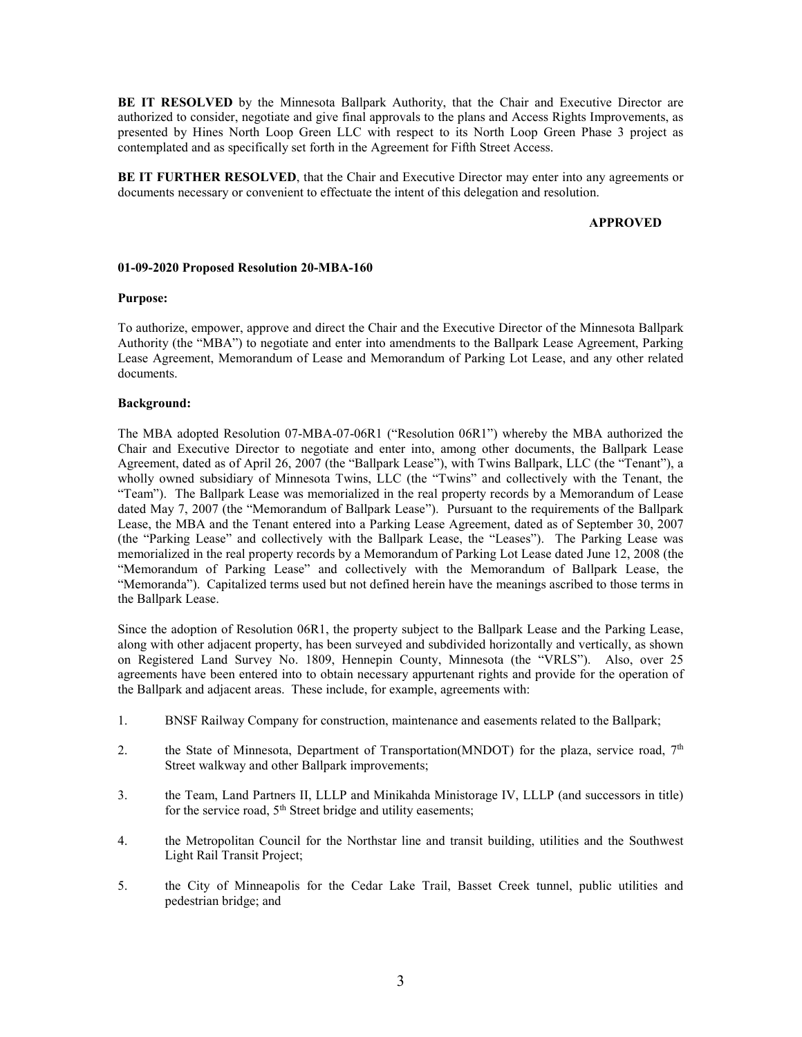**BE IT RESOLVED** by the Minnesota Ballpark Authority, that the Chair and Executive Director are authorized to consider, negotiate and give final approvals to the plans and Access Rights Improvements, as presented by Hines North Loop Green LLC with respect to its North Loop Green Phase 3 project as contemplated and as specifically set forth in the Agreement for Fifth Street Access.

**BE IT FURTHER RESOLVED**, that the Chair and Executive Director may enter into any agreements or documents necessary or convenient to effectuate the intent of this delegation and resolution.

**APPROVED**

**01-09-2020 Proposed Resolution 20-MBA-160**

**Purpose:**

To authorize, empower, approve and direct the Chair and the Executive Director of the Minnesota Ballpark Authority (the "MBA") to negotiate and enter into amendments to the Ballpark Lease Agreement, Parking Lease Agreement, Memorandum of Lease and Memorandum of Parking Lot Lease, and any other related documents.

**Background:**

The MBA adopted Resolution 07-MBA-07-06R1 ("Resolution 06R1") whereby the MBA authorized the Chair and Executive Director to negotiate and enter into, among other documents, the Ballpark Lease Agreement, dated as of April 26, 2007 (the "Ballpark Lease"), with Twins Ballpark, LLC (the "Tenant"), a wholly owned subsidiary of Minnesota Twins, LLC (the "Twins" and collectively with the Tenant, the "Team"). The Ballpark Lease was memorialized in the real property records by a Memorandum of Lease dated May 7, 2007 (the "Memorandum of Ballpark Lease"). Pursuant to the requirements of the Ballpark Lease, the MBA and the Tenant entered into a Parking Lease Agreement, dated as of September 30, 2007 (the "Parking Lease" and collectively with the Ballpark Lease, the "Leases"). The Parking Lease was memorialized in the real property records by a Memorandum of Parking Lot Lease dated June 12, 2008 (the "Memorandum of Parking Lease" and collectively with the Memorandum of Ballpark Lease, the "Memoranda"). Capitalized terms used but not defined herein have the meanings ascribed to those terms in the Ballpark Lease.

Since the adoption of Resolution 06R1, the property subject to the Ballpark Lease and the Parking Lease, along with other adjacent property, has been surveyed and subdivided horizontally and vertically, as shown on Registered Land Survey No. 1809, Hennepin County, Minnesota (the "VRLS"). Also, over 25 agreements have been entered into to obtain necessary appurtenant rights and provide for the operation of the Ballpark and adjacent areas. These include, for example, agreements with:

1. BNSF Railway Company for construction, maintenance and easements related to the Ballpark;
2. the State of Minnesota, Department of Transportation(MNDOT) for the plaza, service road, 7th Street walkway and other Ballpark improvements;
3. the Team, Land Partners II, LLLP and Minikahda Ministorage IV, LLLP (and successors in title) for the service road, 5th Street bridge and utility easements;
4. the Metropolitan Council for the Northstar line and transit building, utilities and the Southwest Light Rail Transit Project;
5. the City of Minneapolis for the Cedar Lake Trail, Basset Creek tunnel, public utilities and pedestrian bridge; and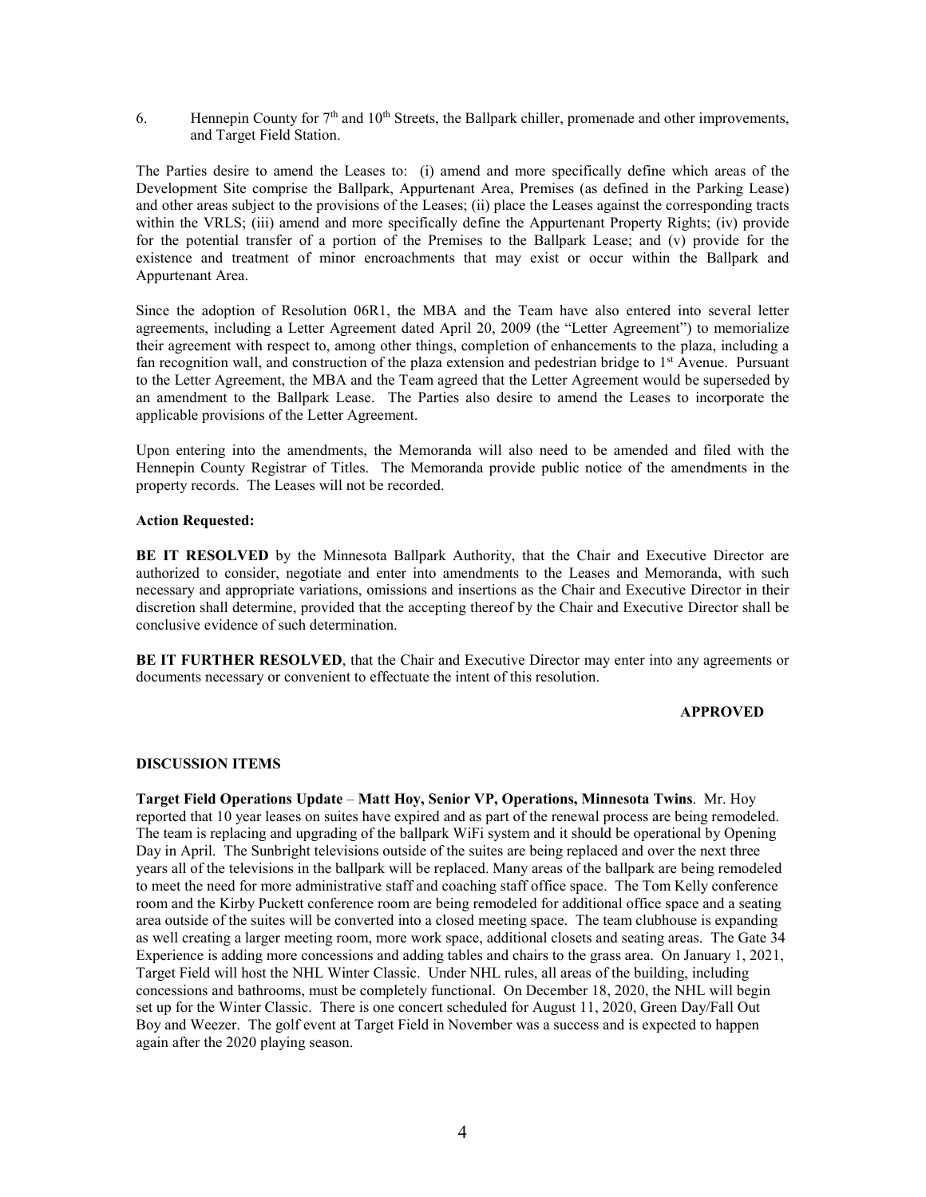6. Hennepin County for 7th and 10th Streets, the Ballpark chiller, promenade and other improvements, and Target Field Station.

The Parties desire to amend the Leases to: (i) amend and more specifically define which areas of the Development Site comprise the Ballpark, Appurtenant Area, Premises (as defined in the Parking Lease) and other areas subject to the provisions of the Leases; (ii) place the Leases against the corresponding tracts within the VRLS; (iii) amend and more specifically define the Appurtenant Property Rights; (iv) provide for the potential transfer of a portion of the Premises to the Ballpark Lease; and (v) provide for the existence and treatment of minor encroachments that may exist or occur within the Ballpark and Appurtenant Area.

Since the adoption of Resolution 06R1, the MBA and the Team have also entered into several letter agreements, including a Letter Agreement dated April 20, 2009 (the "Letter Agreement") to memorialize their agreement with respect to, among other things, completion of enhancements to the plaza, including a fan recognition wall, and construction of the plaza extension and pedestrian bridge to 1st Avenue. Pursuant to the Letter Agreement, the MBA and the Team agreed that the Letter Agreement would be superseded by an amendment to the Ballpark Lease. The Parties also desire to amend the Leases to incorporate the applicable provisions of the Letter Agreement.

Upon entering into the amendments, the Memoranda will also need to be amended and filed with the Hennepin County Registrar of Titles. The Memoranda provide public notice of the amendments in the property records. The Leases will not be recorded.

**Action Requested:**

**BE IT RESOLVED** by the Minnesota Ballpark Authority, that the Chair and Executive Director are authorized to consider, negotiate and enter into amendments to the Leases and Memoranda, with such necessary and appropriate variations, omissions and insertions as the Chair and Executive Director in their discretion shall determine, provided that the accepting thereof by the Chair and Executive Director shall be conclusive evidence of such determination.

**BE IT FURTHER RESOLVED**, that the Chair and Executive Director may enter into any agreements or documents necessary or convenient to effectuate the intent of this resolution.

**APPROVED**

**DISCUSSION ITEMS**

**Target Field Operations Update** – **Matt Hoy, Senior VP, Operations, Minnesota Twins**. Mr. Hoy reported that 10 year leases on suites have expired and as part of the renewal process are being remodeled. The team is replacing and upgrading of the ballpark WiFi system and it should be operational by Opening Day in April. The Sunbright televisions outside of the suites are being replaced and over the next three years all of the televisions in the ballpark will be replaced. Many areas of the ballpark are being remodeled to meet the need for more administrative staff and coaching staff office space. The Tom Kelly conference room and the Kirby Puckett conference room are being remodeled for additional office space and a seating area outside of the suites will be converted into a closed meeting space. The team clubhouse is expanding as well creating a larger meeting room, more work space, additional closets and seating areas. The Gate 34 Experience is adding more concessions and adding tables and chairs to the grass area. On January 1, 2021, Target Field will host the NHL Winter Classic. Under NHL rules, all areas of the building, including concessions and bathrooms, must be completely functional. On December 18, 2020, the NHL will begin set up for the Winter Classic. There is one concert scheduled for August 11, 2020, Green Day/Fall Out Boy and Weezer. The golf event at Target Field in November was a success and is expected to happen again after the 2020 playing season.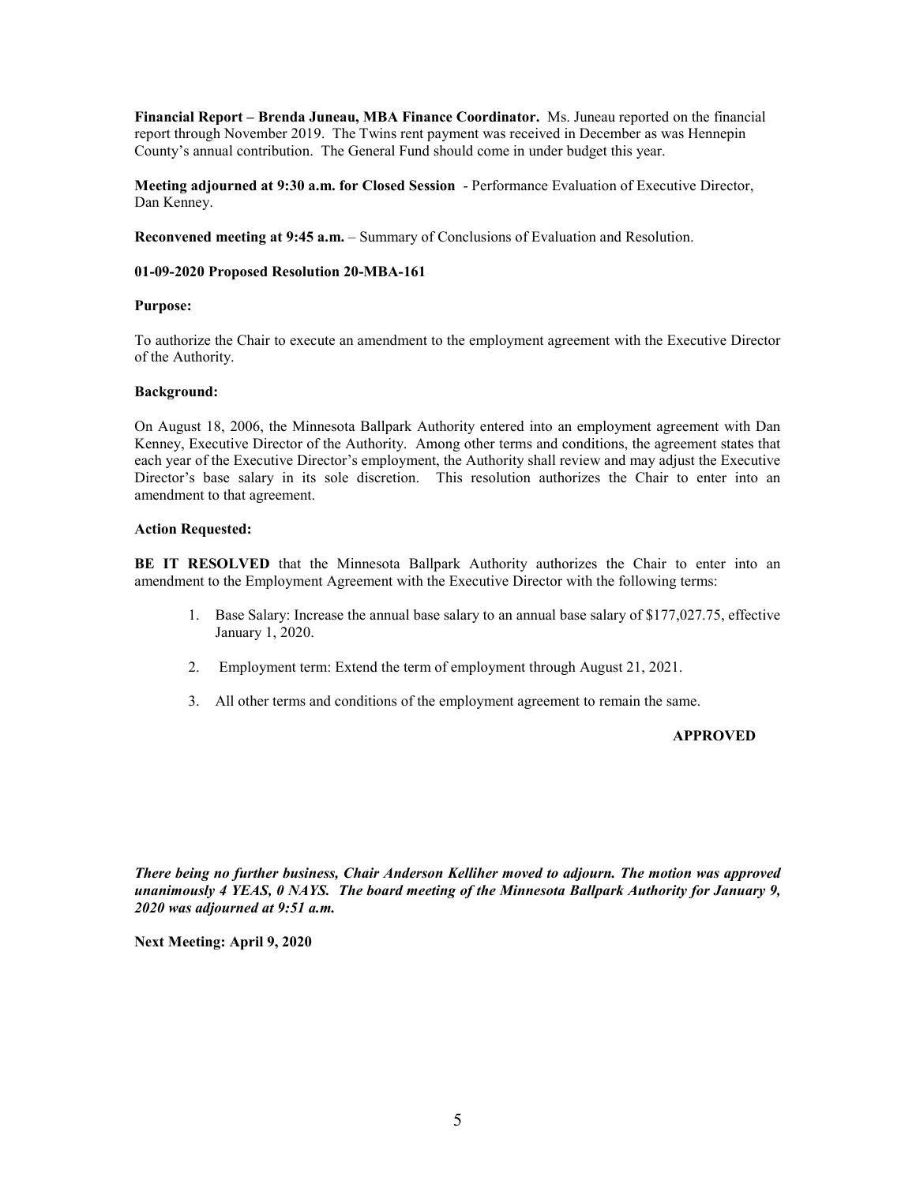**Financial Report – Brenda Juneau, MBA Finance Coordinator.** Ms. Juneau reported on the financial report through November 2019. The Twins rent payment was received in December as was Hennepin County's annual contribution. The General Fund should come in under budget this year.

**Meeting adjourned at 9:30 a.m. for Closed Session** - Performance Evaluation of Executive Director, Dan Kenney.

**Reconvened meeting at 9:45 a.m.** – Summary of Conclusions of Evaluation and Resolution.

**01-09-2020 Proposed Resolution 20-MBA-161**

**Purpose:**

To authorize the Chair to execute an amendment to the employment agreement with the Executive Director of the Authority.

**Background:**

On August 18, 2006, the Minnesota Ballpark Authority entered into an employment agreement with Dan Kenney, Executive Director of the Authority. Among other terms and conditions, the agreement states that each year of the Executive Director's employment, the Authority shall review and may adjust the Executive Director's base salary in its sole discretion. This resolution authorizes the Chair to enter into an amendment to that agreement.

**Action Requested:**

**BE IT RESOLVED** that the Minnesota Ballpark Authority authorizes the Chair to enter into an amendment to the Employment Agreement with the Executive Director with the following terms:

1. Base Salary: Increase the annual base salary to an annual base salary of $177,027.75, effective January 1, 2020.
2. Employment term: Extend the term of employment through August 21, 2021.
3. All other terms and conditions of the employment agreement to remain the same.

**APPROVED**

***There being no further business, Chair Anderson Kelliher moved to adjourn. The motion was approved unanimously 4 YEAS, 0 NAYS. The board meeting of the Minnesota Ballpark Authority for January 9, 2020 was adjourned at 9:51 a.m.***

**Next Meeting: April 9, 2020**